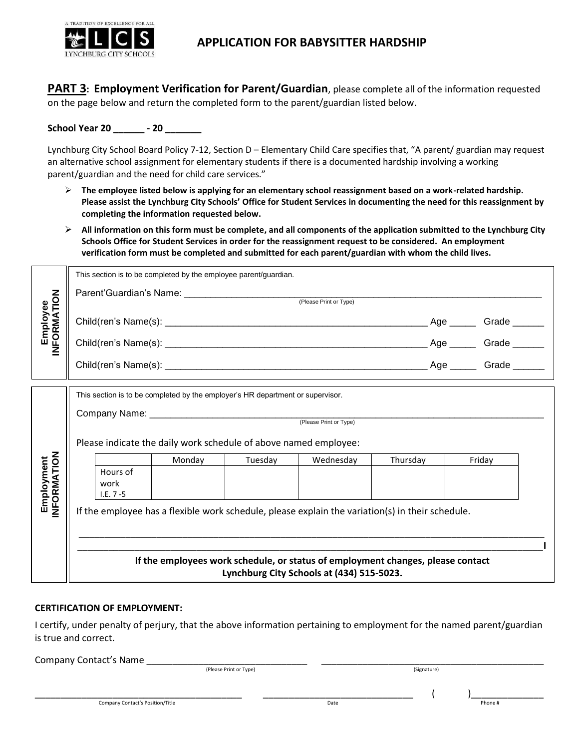A TRADITION OF EXCELLENCE FOR ALL
LCS
LYNCHBURG CITY SCHOOLS

# APPLICATION FOR BABYSITTER HARDSHIP

**PART 3: Employment Verification for Parent/Guardian**, please complete all of the information requested on the page below and return the completed form to the parent/guardian listed below.

**School Year 20 ______ - 20 _______**

Lynchburg City School Board Policy 7-12, Section D – Elementary Child Care specifies that, "A parent/ guardian may request an alternative school assignment for elementary students if there is a documented hardship involving a working parent/guardian and the need for child care services."

- **The employee listed below is applying for an elementary school reassignment based on a work-related hardship. Please assist the Lynchburg City Schools' Office for Student Services in documenting the need for this reassignment by completing the information requested below.**
- **All information on this form must be complete, and all components of the application submitted to the Lynchburg City Schools Office for Student Services in order for the reassignment request to be considered. An employment verification form must be completed and submitted for each parent/guardian with whom the child lives.**

## Employee INFORMATION

This section is to be completed by the employee parent/guardian.

Parent'Guardian's Name: ____________________________________________________________
(Please Print or Type)

Child(ren's Name(s): ____________________________________________ Age _____ Grade ______

Child(ren's Name(s): ____________________________________________ Age _____ Grade ______

Child(ren's Name(s): ____________________________________________ Age _____ Grade ______

## Employment INFORMATION

This section is to be completed by the employer's HR department or supervisor.

Company Name: ____________________________________________________________
(Please Print or Type)

Please indicate the daily work schedule of above named employee:

| | Monday | Tuesday | Wednesday | Thursday | Friday |
|---|---|---|---|---|---|
| Hours of work I.E. 7 -5 | | | | | |

If the employee has a flexible work schedule, please explain the variation(s) in their schedule.

______________________________________________________________________________________

______________________________________________________________________________________

**If the employees work schedule, or status of employment changes, please contact Lynchburg City Schools at (434) 515-5023.**

**CERTIFICATION OF EMPLOYMENT:**

I certify, under penalty of perjury, that the above information pertaining to employment for the named parent/guardian is true and correct.

Company Contact's Name _______________________________ _____________________________________________
(Please Print or Type) (Signature)

_________________________________________ ______________________________ ( )______________
Company Contact's Position/Title Date Phone #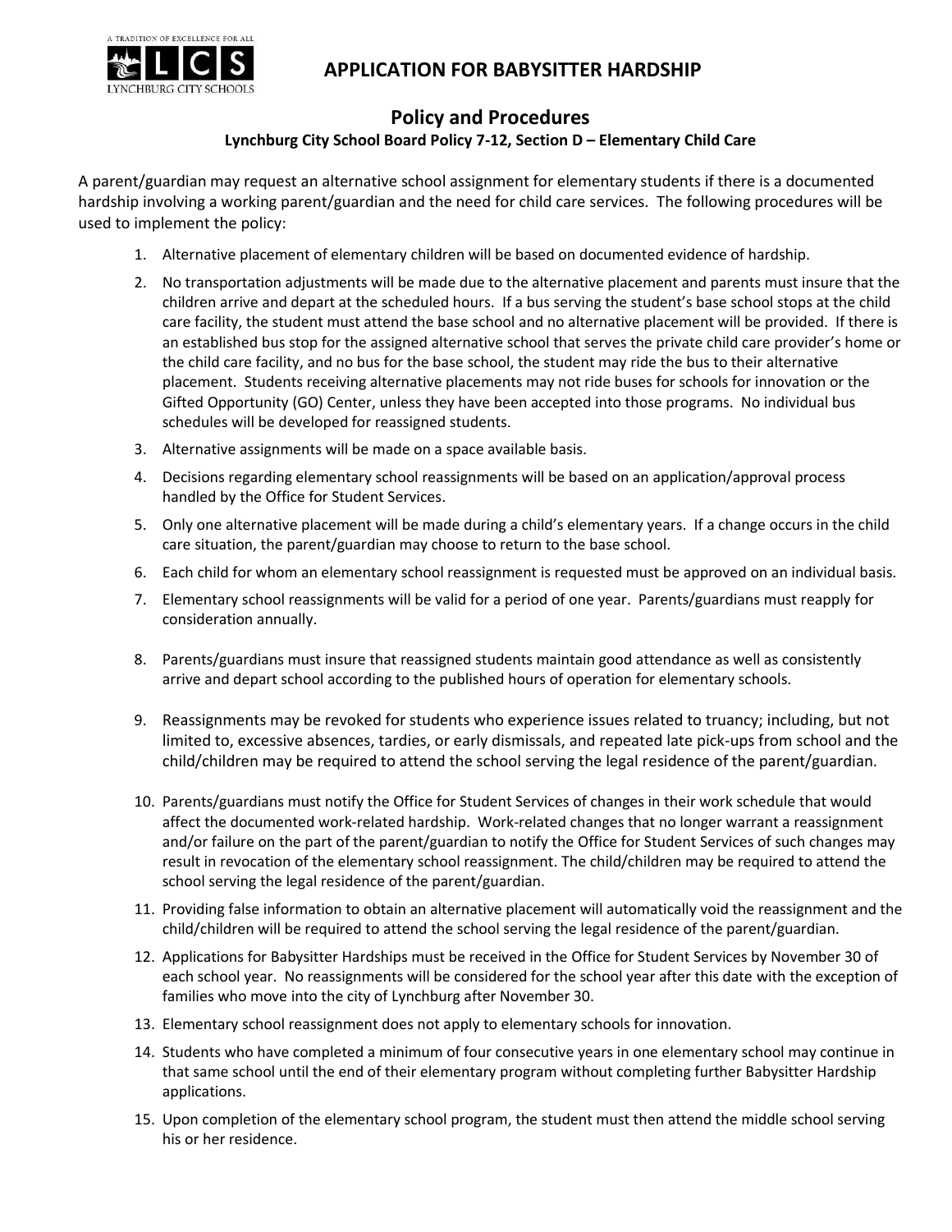# APPLICATION FOR BABYSITTER HARDSHIP

## Policy and Procedures

### Lynchburg City School Board Policy 7-12, Section D – Elementary Child Care

A parent/guardian may request an alternative school assignment for elementary students if there is a documented hardship involving a working parent/guardian and the need for child care services. The following procedures will be used to implement the policy:

1. Alternative placement of elementary children will be based on documented evidence of hardship.
2. No transportation adjustments will be made due to the alternative placement and parents must insure that the children arrive and depart at the scheduled hours. If a bus serving the student's base school stops at the child care facility, the student must attend the base school and no alternative placement will be provided. If there is an established bus stop for the assigned alternative school that serves the private child care provider's home or the child care facility, and no bus for the base school, the student may ride the bus to their alternative placement. Students receiving alternative placements may not ride buses for schools for innovation or the Gifted Opportunity (GO) Center, unless they have been accepted into those programs. No individual bus schedules will be developed for reassigned students.
3. Alternative assignments will be made on a space available basis.
4. Decisions regarding elementary school reassignments will be based on an application/approval process handled by the Office for Student Services.
5. Only one alternative placement will be made during a child's elementary years. If a change occurs in the child care situation, the parent/guardian may choose to return to the base school.
6. Each child for whom an elementary school reassignment is requested must be approved on an individual basis.
7. Elementary school reassignments will be valid for a period of one year. Parents/guardians must reapply for consideration annually.
8. Parents/guardians must insure that reassigned students maintain good attendance as well as consistently arrive and depart school according to the published hours of operation for elementary schools.
9. Reassignments may be revoked for students who experience issues related to truancy; including, but not limited to, excessive absences, tardies, or early dismissals, and repeated late pick-ups from school and the child/children may be required to attend the school serving the legal residence of the parent/guardian.
10. Parents/guardians must notify the Office for Student Services of changes in their work schedule that would affect the documented work-related hardship. Work-related changes that no longer warrant a reassignment and/or failure on the part of the parent/guardian to notify the Office for Student Services of such changes may result in revocation of the elementary school reassignment. The child/children may be required to attend the school serving the legal residence of the parent/guardian.
11. Providing false information to obtain an alternative placement will automatically void the reassignment and the child/children will be required to attend the school serving the legal residence of the parent/guardian.
12. Applications for Babysitter Hardships must be received in the Office for Student Services by November 30 of each school year. No reassignments will be considered for the school year after this date with the exception of families who move into the city of Lynchburg after November 30.
13. Elementary school reassignment does not apply to elementary schools for innovation.
14. Students who have completed a minimum of four consecutive years in one elementary school may continue in that same school until the end of their elementary program without completing further Babysitter Hardship applications.
15. Upon completion of the elementary school program, the student must then attend the middle school serving his or her residence.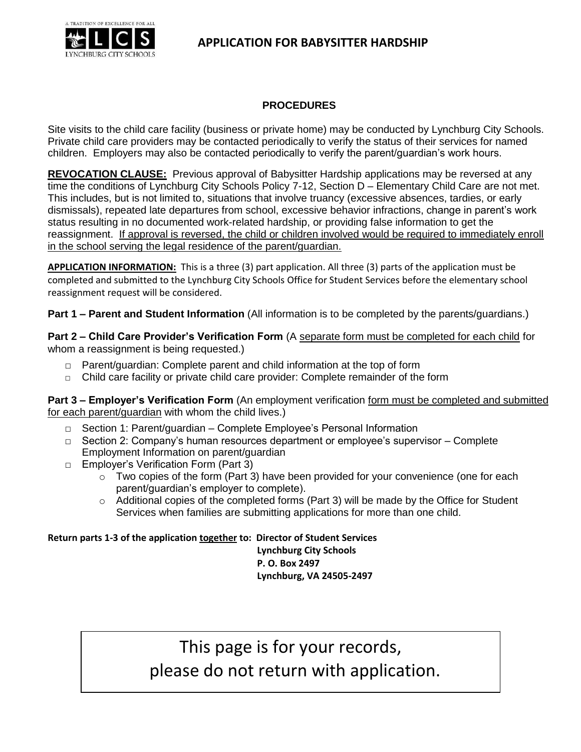A TRADITION OF EXCELLENCE FOR ALL

LCS

LYNCHBURG CITY SCHOOLS

# APPLICATION FOR BABYSITTER HARDSHIP

## PROCEDURES

Site visits to the child care facility (business or private home) may be conducted by Lynchburg City Schools. Private child care providers may be contacted periodically to verify the status of their services for named children. Employers may also be contacted periodically to verify the parent/guardian's work hours.

**REVOCATION CLAUSE:** Previous approval of Babysitter Hardship applications may be reversed at any time the conditions of Lynchburg City Schools Policy 7-12, Section D – Elementary Child Care are not met. This includes, but is not limited to, situations that involve truancy (excessive absences, tardies, or early dismissals), repeated late departures from school, excessive behavior infractions, change in parent's work status resulting in no documented work-related hardship, or providing false information to get the reassignment. If approval is reversed, the child or children involved would be required to immediately enroll in the school serving the legal residence of the parent/guardian.

**APPLICATION INFORMATION:** This is a three (3) part application. All three (3) parts of the application must be completed and submitted to the Lynchburg City Schools Office for Student Services before the elementary school reassignment request will be considered.

**Part 1 – Parent and Student Information** (All information is to be completed by the parents/guardians.)

**Part 2 – Child Care Provider's Verification Form** (A separate form must be completed for each child for whom a reassignment is being requested.)

- Parent/guardian: Complete parent and child information at the top of form
- Child care facility or private child care provider: Complete remainder of the form

**Part 3 – Employer's Verification Form** (An employment verification form must be completed and submitted for each parent/guardian with whom the child lives.)

- Section 1: Parent/guardian – Complete Employee's Personal Information
- Section 2: Company's human resources department or employee's supervisor – Complete Employment Information on parent/guardian
- Employer's Verification Form (Part 3)
  - Two copies of the form (Part 3) have been provided for your convenience (one for each parent/guardian's employer to complete).
  - Additional copies of the completed forms (Part 3) will be made by the Office for Student Services when families are submitting applications for more than one child.

**Return parts 1-3 of the application together to: Director of Student Services**
**Lynchburg City Schools**
**P. O. Box 2497**
**Lynchburg, VA 24505-2497**

This page is for your records,
please do not return with application.